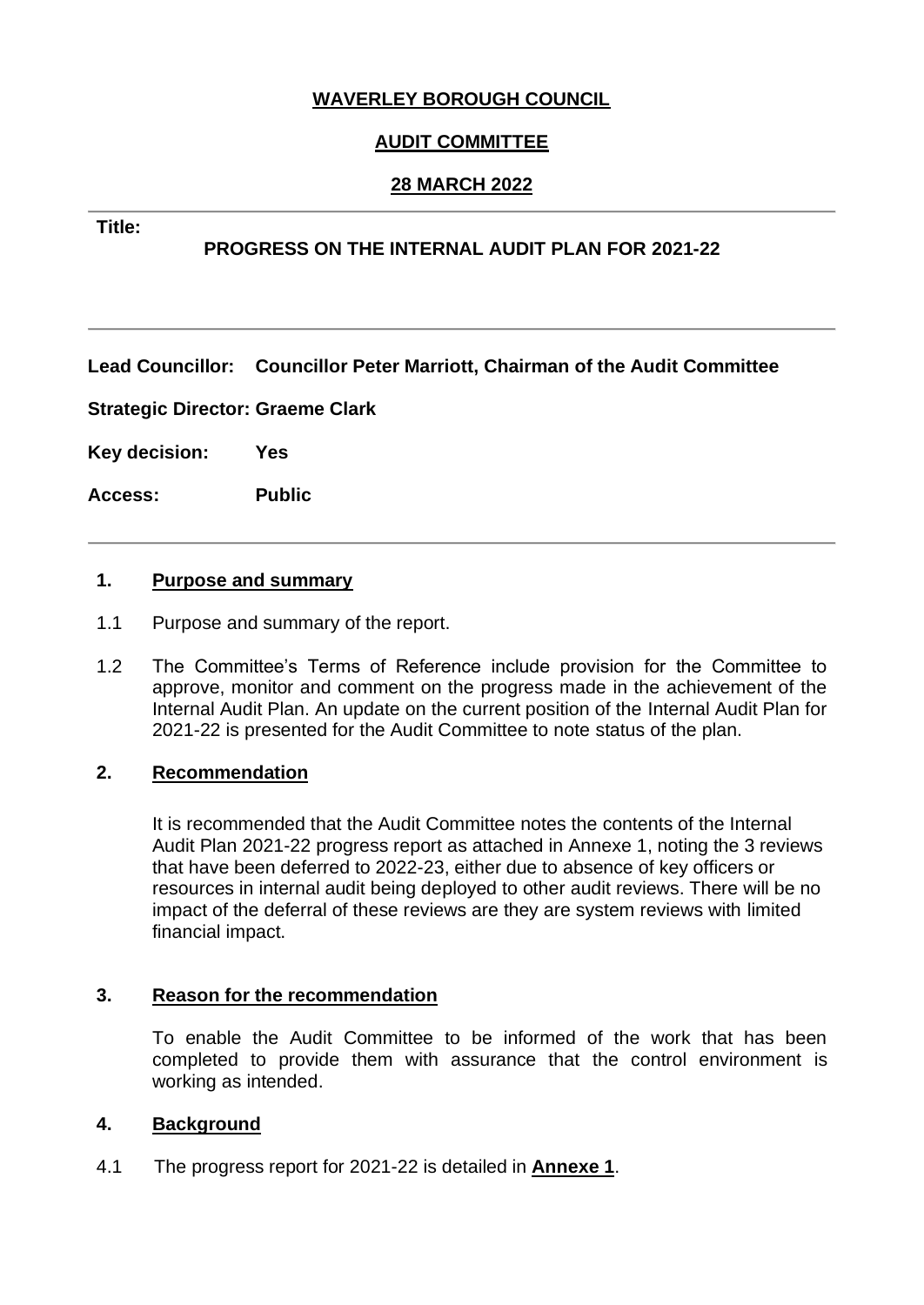**WAVERLEY BOROUGH COUNCIL**

**AUDIT COMMITTEE**

**28 MARCH 2022**

**Title:**

**PROGRESS ON THE INTERNAL AUDIT PLAN FOR 2021-22**

**Lead Councillor: Councillor Peter Marriott, Chairman of the Audit Committee**

**Strategic Director: Graeme Clark**

**Key decision: Yes**

**Access: Public**

## 1. Purpose and summary

1.1 Purpose and summary of the report.

1.2 The Committee's Terms of Reference include provision for the Committee to approve, monitor and comment on the progress made in the achievement of the Internal Audit Plan. An update on the current position of the Internal Audit Plan for 2021-22 is presented for the Audit Committee to note status of the plan.

## 2. Recommendation

It is recommended that the Audit Committee notes the contents of the Internal Audit Plan 2021-22 progress report as attached in Annexe 1, noting the 3 reviews that have been deferred to 2022-23, either due to absence of key officers or resources in internal audit being deployed to other audit reviews. There will be no impact of the deferral of these reviews are they are system reviews with limited financial impact.

## 3. Reason for the recommendation

To enable the Audit Committee to be informed of the work that has been completed to provide them with assurance that the control environment is working as intended.

## 4. Background

4.1 The progress report for 2021-22 is detailed in **Annexe 1**.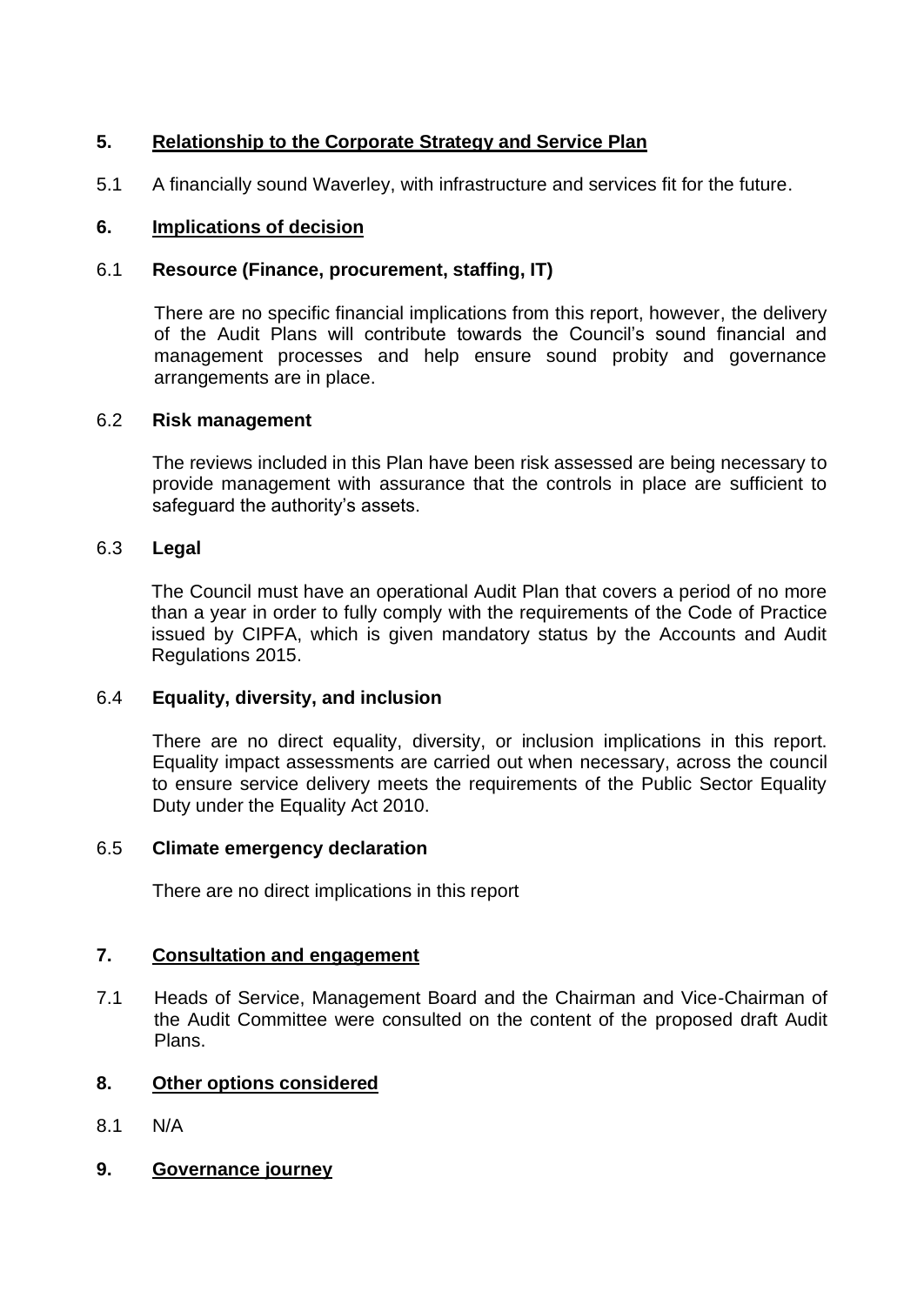## 5. Relationship to the Corporate Strategy and Service Plan

5.1 A financially sound Waverley, with infrastructure and services fit for the future.

## 6. Implications of decision

### 6.1 Resource (Finance, procurement, staffing, IT)

There are no specific financial implications from this report, however, the delivery of the Audit Plans will contribute towards the Council's sound financial and management processes and help ensure sound probity and governance arrangements are in place.

### 6.2 Risk management

The reviews included in this Plan have been risk assessed are being necessary to provide management with assurance that the controls in place are sufficient to safeguard the authority's assets.

### 6.3 Legal

The Council must have an operational Audit Plan that covers a period of no more than a year in order to fully comply with the requirements of the Code of Practice issued by CIPFA, which is given mandatory status by the Accounts and Audit Regulations 2015.

### 6.4 Equality, diversity, and inclusion

There are no direct equality, diversity, or inclusion implications in this report. Equality impact assessments are carried out when necessary, across the council to ensure service delivery meets the requirements of the Public Sector Equality Duty under the Equality Act 2010.

### 6.5 Climate emergency declaration

There are no direct implications in this report

## 7. Consultation and engagement

7.1 Heads of Service, Management Board and the Chairman and Vice-Chairman of the Audit Committee were consulted on the content of the proposed draft Audit Plans.

## 8. Other options considered

8.1 N/A

## 9. Governance journey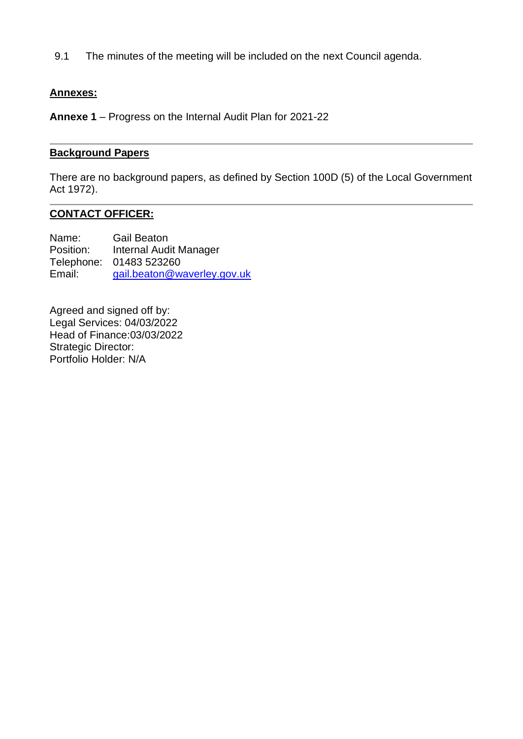9.1 The minutes of the meeting will be included on the next Council agenda.

**Annexes:**

**Annexe 1** – Progress on the Internal Audit Plan for 2021-22

---

**Background Papers**

There are no background papers, as defined by Section 100D (5) of the Local Government Act 1972).

---

**CONTACT OFFICER:**

| | |
|---|---|
| Name: | Gail Beaton |
| Position: | Internal Audit Manager |
| Telephone: | 01483 523260 |
| Email: | gail.beaton@waverley.gov.uk |

Agreed and signed off by:
Legal Services: 04/03/2022
Head of Finance:03/03/2022
Strategic Director:
Portfolio Holder: N/A